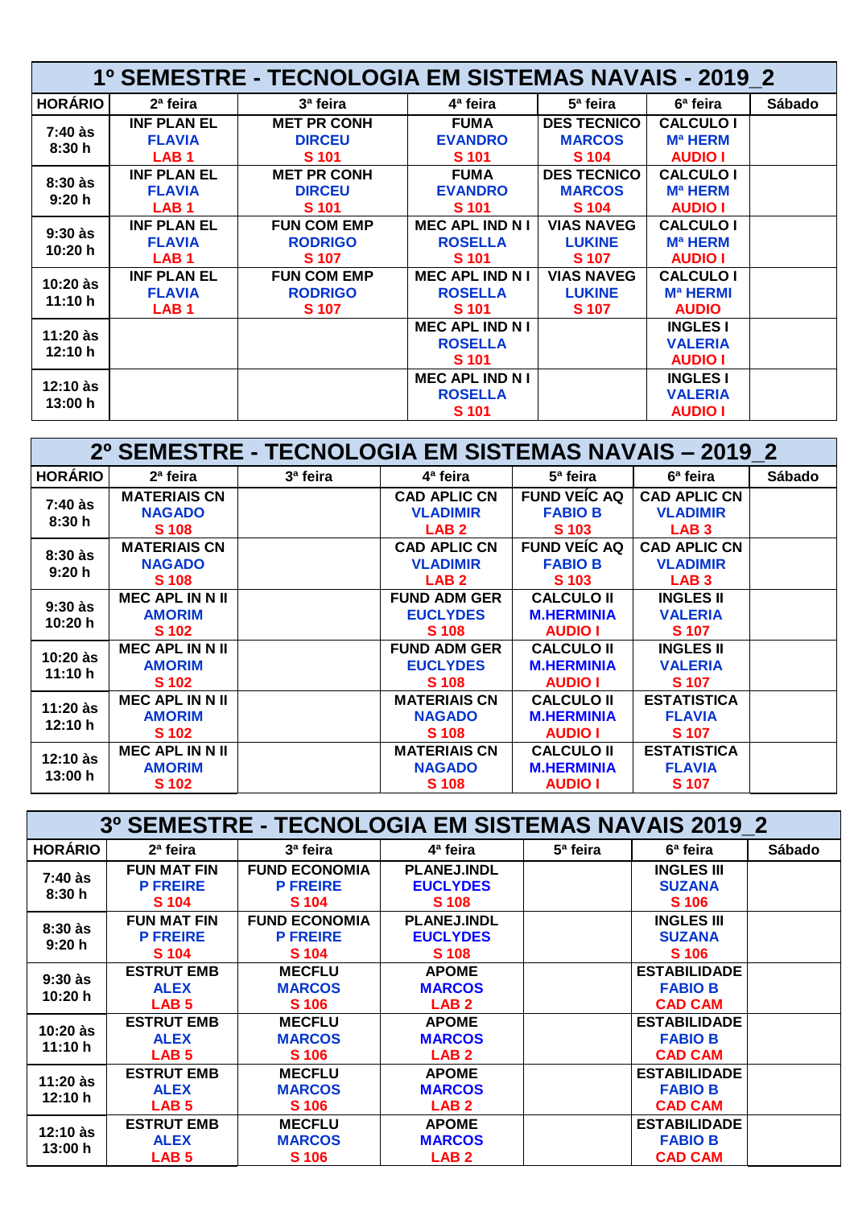## 1º SEMESTRE - TECNOLOGIA EM SISTEMAS NAVAIS - 2019_2

| HORÁRIO | 2ª feira | 3ª feira | 4ª feira | 5ª feira | 6ª feira | Sábado |
|---|---|---|---|---|---|---|
| 7:40 às 8:30 h | INF PLAN EL FLAVIA LAB 1 | MET PR CONH DIRCEU S 101 | FUMA EVANDRO S 101 | DES TECNICO MARCOS S 104 | CALCULO I Mª HERM AUDIO I | |
| 8:30 às 9:20 h | INF PLAN EL FLAVIA LAB 1 | MET PR CONH DIRCEU S 101 | FUMA EVANDRO S 101 | DES TECNICO MARCOS S 104 | CALCULO I Mª HERM AUDIO I | |
| 9:30 às 10:20 h | INF PLAN EL FLAVIA LAB 1 | FUN COM EMP RODRIGO S 107 | MEC APL IND N I ROSELLA S 101 | VIAS NAVEG LUKINE S 107 | CALCULO I Mª HERM AUDIO I | |
| 10:20 às 11:10 h | INF PLAN EL FLAVIA LAB 1 | FUN COM EMP RODRIGO S 107 | MEC APL IND N I ROSELLA S 101 | VIAS NAVEG LUKINE S 107 | CALCULO I Mª HERMI AUDIO | |
| 11:20 às 12:10 h | | | MEC APL IND N I ROSELLA S 101 | | INGLES I VALERIA AUDIO I | |
| 12:10 às 13:00 h | | | MEC APL IND N I ROSELLA S 101 | | INGLES I VALERIA AUDIO I | |

## 2º SEMESTRE - TECNOLOGIA EM SISTEMAS NAVAIS – 2019_2

| HORÁRIO | 2ª feira | 3ª feira | 4ª feira | 5ª feira | 6ª feira | Sábado |
|---|---|---|---|---|---|---|
| 7:40 às 8:30 h | MATERIAIS CN NAGADO S 108 | | CAD APLIC CN VLADIMIR LAB 2 | FUND VEÍC AQ FABIO B S 103 | CAD APLIC CN VLADIMIR LAB 3 | |
| 8:30 às 9:20 h | MATERIAIS CN NAGADO S 108 | | CAD APLIC CN VLADIMIR LAB 2 | FUND VEÍC AQ FABIO B S 103 | CAD APLIC CN VLADIMIR LAB 3 | |
| 9:30 às 10:20 h | MEC APL IN N II AMORIM S 102 | | FUND ADM GER EUCLYDES S 108 | CALCULO II M.HERMINIA AUDIO I | INGLES II VALERIA S 107 | |
| 10:20 às 11:10 h | MEC APL IN N II AMORIM S 102 | | FUND ADM GER EUCLYDES S 108 | CALCULO II M.HERMINIA AUDIO I | INGLES II VALERIA S 107 | |
| 11:20 às 12:10 h | MEC APL IN N II AMORIM S 102 | | MATERIAIS CN NAGADO S 108 | CALCULO II M.HERMINIA AUDIO I | ESTATISTICA FLAVIA S 107 | |
| 12:10 às 13:00 h | MEC APL IN N II AMORIM S 102 | | MATERIAIS CN NAGADO S 108 | CALCULO II M.HERMINIA AUDIO I | ESTATISTICA FLAVIA S 107 | |

## 3º SEMESTRE - TECNOLOGIA EM SISTEMAS NAVAIS 2019_2

| HORÁRIO | 2ª feira | 3ª feira | 4ª feira | 5ª feira | 6ª feira | Sábado |
|---|---|---|---|---|---|---|
| 7:40 às 8:30 h | FUN MAT FIN P FREIRE S 104 | FUND ECONOMIA P FREIRE S 104 | PLANEJ.INDL EUCLYDES S 108 | | INGLES III SUZANA S 106 | |
| 8:30 às 9:20 h | FUN MAT FIN P FREIRE S 104 | FUND ECONOMIA P FREIRE S 104 | PLANEJ.INDL EUCLYDES S 108 | | INGLES III SUZANA S 106 | |
| 9:30 às 10:20 h | ESTRUT EMB ALEX LAB 5 | MECFLU MARCOS S 106 | APOME MARCOS LAB 2 | | ESTABILIDADE FABIO B CAD CAM | |
| 10:20 às 11:10 h | ESTRUT EMB ALEX LAB 5 | MECFLU MARCOS S 106 | APOME MARCOS LAB 2 | | ESTABILIDADE FABIO B CAD CAM | |
| 11:20 às 12:10 h | ESTRUT EMB ALEX LAB 5 | MECFLU MARCOS S 106 | APOME MARCOS LAB 2 | | ESTABILIDADE FABIO B CAD CAM | |
| 12:10 às 13:00 h | ESTRUT EMB ALEX LAB 5 | MECFLU MARCOS S 106 | APOME MARCOS LAB 2 | | ESTABILIDADE FABIO B CAD CAM | |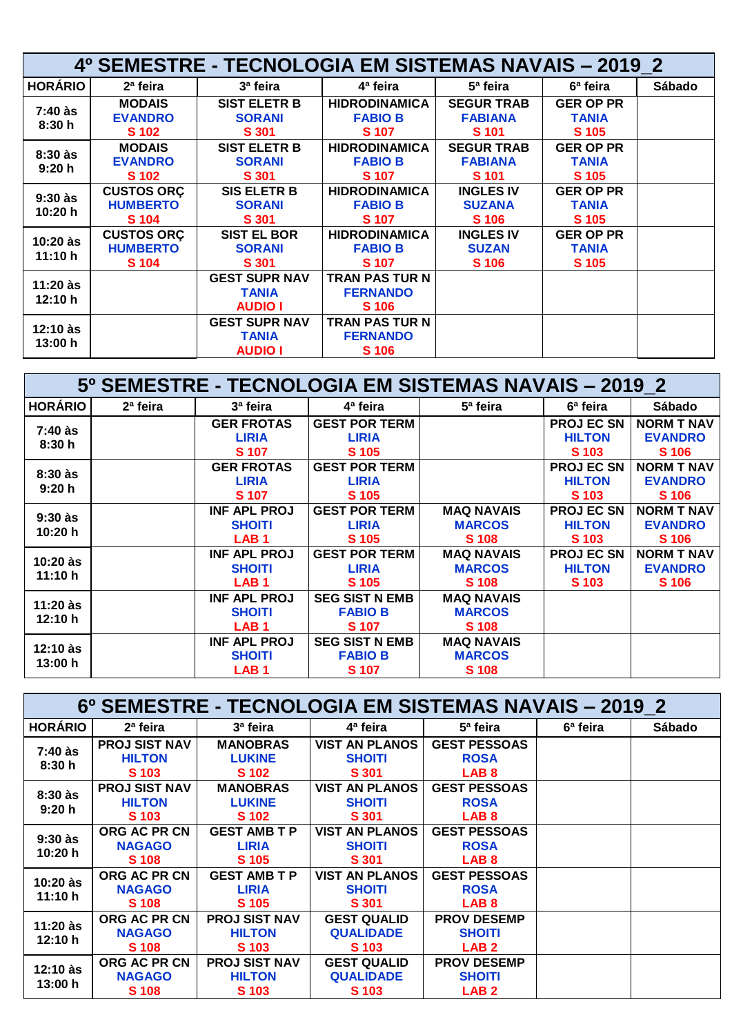## 4º SEMESTRE - TECNOLOGIA EM SISTEMAS NAVAIS – 2019_2

| HORÁRIO | 2ª feira | 3ª feira | 4ª feira | 5ª feira | 6ª feira | Sábado |
|---|---|---|---|---|---|---|
| 7:40 às 8:30 h | MODAIS EVANDRO S 102 | SIST ELETR B SORANI S 301 | HIDRODINAMICA FABIO B S 107 | SEGUR TRAB FABIANA S 101 | GER OP PR TANIA S 105 | |
| 8:30 às 9:20 h | MODAIS EVANDRO S 102 | SIST ELETR B SORANI S 301 | HIDRODINAMICA FABIO B S 107 | SEGUR TRAB FABIANA S 101 | GER OP PR TANIA S 105 | |
| 9:30 às 10:20 h | CUSTOS ORÇ HUMBERTO S 104 | SIS ELETR B SORANI S 301 | HIDRODINAMICA FABIO B S 107 | INGLES IV SUZANA S 106 | GER OP PR TANIA S 105 | |
| 10:20 às 11:10 h | CUSTOS ORÇ HUMBERTO S 104 | SIST EL BOR SORANI S 301 | HIDRODINAMICA FABIO B S 107 | INGLES IV SUZAN S 106 | GER OP PR TANIA S 105 | |
| 11:20 às 12:10 h | | GEST SUPR NAV TANIA AUDIO I | TRAN PAS TUR N FERNANDO S 106 | | | |
| 12:10 às 13:00 h | | GEST SUPR NAV TANIA AUDIO I | TRAN PAS TUR N FERNANDO S 106 | | | |

## 5º SEMESTRE - TECNOLOGIA EM SISTEMAS NAVAIS – 2019_2

| HORÁRIO | 2ª feira | 3ª feira | 4ª feira | 5ª feira | 6ª feira | Sábado |
|---|---|---|---|---|---|---|
| 7:40 às 8:30 h | | GER FROTAS LIRIA S 107 | GEST POR TERM LIRIA S 105 | | PROJ EC SN HILTON S 103 | NORM T NAV EVANDRO S 106 |
| 8:30 às 9:20 h | | GER FROTAS LIRIA S 107 | GEST POR TERM LIRIA S 105 | | PROJ EC SN HILTON S 103 | NORM T NAV EVANDRO S 106 |
| 9:30 às 10:20 h | | INF APL PROJ SHOITI LAB 1 | GEST POR TERM LIRIA S 105 | MAQ NAVAIS MARCOS S 108 | PROJ EC SN HILTON S 103 | NORM T NAV EVANDRO S 106 |
| 10:20 às 11:10 h | | INF APL PROJ SHOITI LAB 1 | GEST POR TERM LIRIA S 105 | MAQ NAVAIS MARCOS S 108 | PROJ EC SN HILTON S 103 | NORM T NAV EVANDRO S 106 |
| 11:20 às 12:10 h | | INF APL PROJ SHOITI LAB 1 | SEG SIST N EMB FABIO B S 107 | MAQ NAVAIS MARCOS S 108 | | |
| 12:10 às 13:00 h | | INF APL PROJ SHOITI LAB 1 | SEG SIST N EMB FABIO B S 107 | MAQ NAVAIS MARCOS S 108 | | |

## 6º SEMESTRE - TECNOLOGIA EM SISTEMAS NAVAIS – 2019_2

| HORÁRIO | 2ª feira | 3ª feira | 4ª feira | 5ª feira | 6ª feira | Sábado |
|---|---|---|---|---|---|---|
| 7:40 às 8:30 h | PROJ SIST NAV HILTON S 103 | MANOBRAS LUKINE S 102 | VIST AN PLANOS SHOITI S 301 | GEST PESSOAS ROSA LAB 8 | | |
| 8:30 às 9:20 h | PROJ SIST NAV HILTON S 103 | MANOBRAS LUKINE S 102 | VIST AN PLANOS SHOITI S 301 | GEST PESSOAS ROSA LAB 8 | | |
| 9:30 às 10:20 h | ORG AC PR CN NAGAGO S 108 | GEST AMB T P LIRIA S 105 | VIST AN PLANOS SHOITI S 301 | GEST PESSOAS ROSA LAB 8 | | |
| 10:20 às 11:10 h | ORG AC PR CN NAGAGO S 108 | GEST AMB T P LIRIA S 105 | VIST AN PLANOS SHOITI S 301 | GEST PESSOAS ROSA LAB 8 | | |
| 11:20 às 12:10 h | ORG AC PR CN NAGAGO S 108 | PROJ SIST NAV HILTON S 103 | GEST QUALID QUALIDADE S 103 | PROV DESEMP SHOITI LAB 2 | | |
| 12:10 às 13:00 h | ORG AC PR CN NAGAGO S 108 | PROJ SIST NAV HILTON S 103 | GEST QUALID QUALIDADE S 103 | PROV DESEMP SHOITI LAB 2 | | |